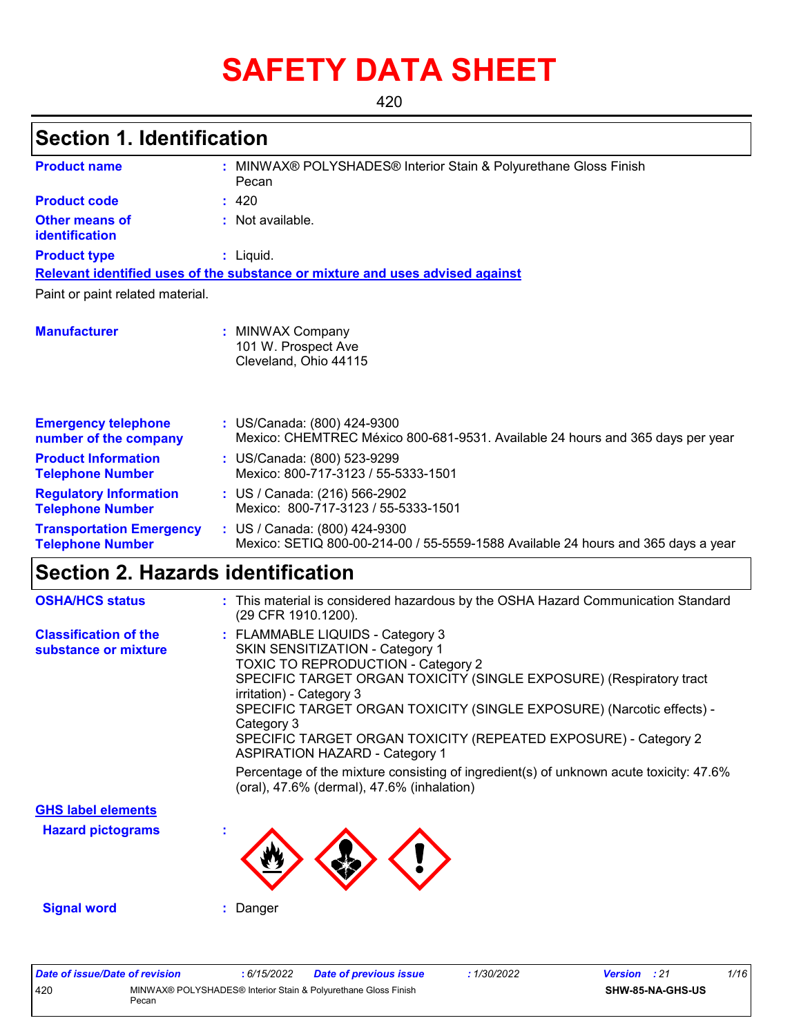# SAFETY DATA SHEET

420

## Section 1. Identification

**Product name** : MINWAX® POLYSHADES® Interior Stain & Polyurethane Gloss Finish Pecan

**Product code** : 420

**Other means of identification** : Not available.

**Product type** : Liquid.

**Relevant identified uses of the substance or mixture and uses advised against**

Paint or paint related material.

**Manufacturer** : MINWAX Company
101 W. Prospect Ave
Cleveland, Ohio 44115

**Emergency telephone number of the company** : US/Canada: (800) 424-9300
Mexico: CHEMTREC México 800-681-9531. Available 24 hours and 365 days per year

**Product Information Telephone Number** : US/Canada: (800) 523-9299
Mexico: 800-717-3123 / 55-5333-1501

**Regulatory Information Telephone Number** : US / Canada: (216) 566-2902
Mexico: 800-717-3123 / 55-5333-1501

**Transportation Emergency Telephone Number** : US / Canada: (800) 424-9300
Mexico: SETIQ 800-00-214-00 / 55-5559-1588 Available 24 hours and 365 days a year

## Section 2. Hazards identification

**OSHA/HCS status** : This material is considered hazardous by the OSHA Hazard Communication Standard (29 CFR 1910.1200).

**Classification of the substance or mixture** : FLAMMABLE LIQUIDS - Category 3
SKIN SENSITIZATION - Category 1
TOXIC TO REPRODUCTION - Category 2
SPECIFIC TARGET ORGAN TOXICITY (SINGLE EXPOSURE) (Respiratory tract irritation) - Category 3
SPECIFIC TARGET ORGAN TOXICITY (SINGLE EXPOSURE) (Narcotic effects) - Category 3
SPECIFIC TARGET ORGAN TOXICITY (REPEATED EXPOSURE) - Category 2
ASPIRATION HAZARD - Category 1

Percentage of the mixture consisting of ingredient(s) of unknown acute toxicity: 47.6% (oral), 47.6% (dermal), 47.6% (inhalation)

**GHS label elements**

**Hazard pictograms** :

**Signal word** : Danger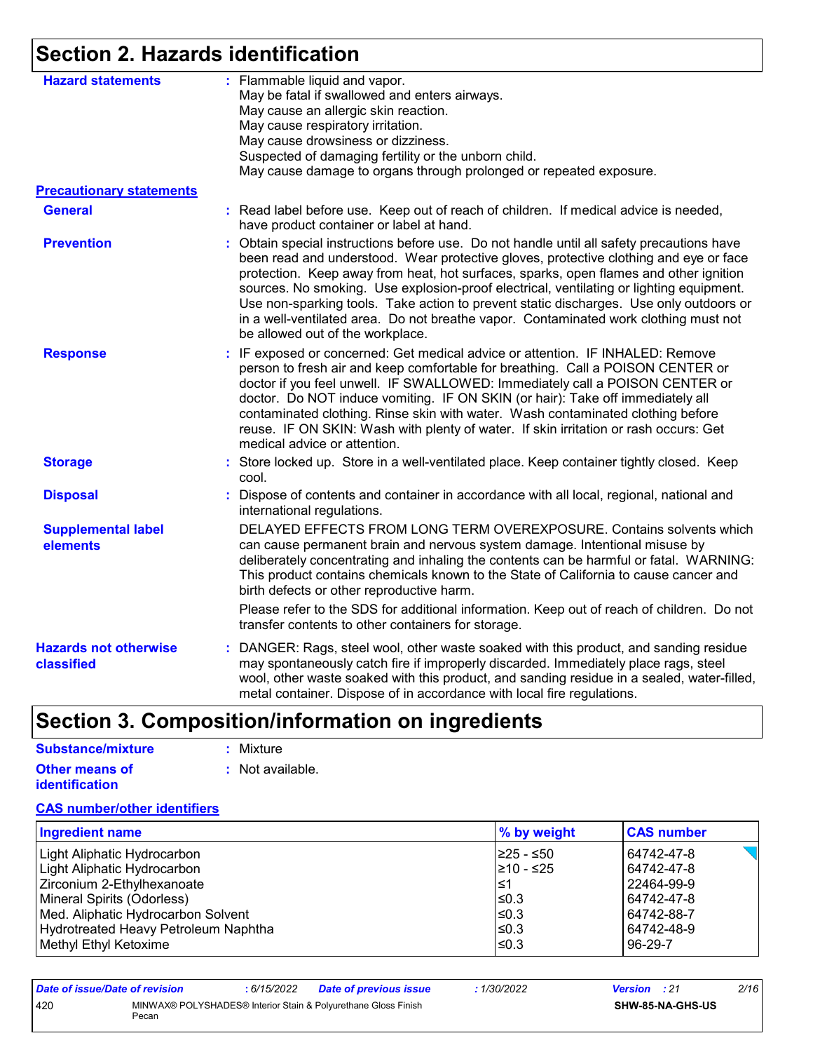## Section 2. Hazards identification

**Hazard statements** : Flammable liquid and vapor.
May be fatal if swallowed and enters airways.
May cause an allergic skin reaction.
May cause respiratory irritation.
May cause drowsiness or dizziness.
Suspected of damaging fertility or the unborn child.
May cause damage to organs through prolonged or repeated exposure.

**Precautionary statements**

**General** : Read label before use. Keep out of reach of children. If medical advice is needed, have product container or label at hand.

**Prevention** : Obtain special instructions before use. Do not handle until all safety precautions have been read and understood. Wear protective gloves, protective clothing and eye or face protection. Keep away from heat, hot surfaces, sparks, open flames and other ignition sources. No smoking. Use explosion-proof electrical, ventilating or lighting equipment. Use non-sparking tools. Take action to prevent static discharges. Use only outdoors or in a well-ventilated area. Do not breathe vapor. Contaminated work clothing must not be allowed out of the workplace.

**Response** : IF exposed or concerned: Get medical advice or attention. IF INHALED: Remove person to fresh air and keep comfortable for breathing. Call a POISON CENTER or doctor if you feel unwell. IF SWALLOWED: Immediately call a POISON CENTER or doctor. Do NOT induce vomiting. IF ON SKIN (or hair): Take off immediately all contaminated clothing. Rinse skin with water. Wash contaminated clothing before reuse. IF ON SKIN: Wash with plenty of water. If skin irritation or rash occurs: Get medical advice or attention.

**Storage** : Store locked up. Store in a well-ventilated place. Keep container tightly closed. Keep cool.

**Disposal** : Dispose of contents and container in accordance with all local, regional, national and international regulations.

**Supplemental label elements** DELAYED EFFECTS FROM LONG TERM OVEREXPOSURE. Contains solvents which can cause permanent brain and nervous system damage. Intentional misuse by deliberately concentrating and inhaling the contents can be harmful or fatal. WARNING: This product contains chemicals known to the State of California to cause cancer and birth defects or other reproductive harm.

Please refer to the SDS for additional information. Keep out of reach of children. Do not transfer contents to other containers for storage.

**Hazards not otherwise classified** : DANGER: Rags, steel wool, other waste soaked with this product, and sanding residue may spontaneously catch fire if improperly discarded. Immediately place rags, steel wool, other waste soaked with this product, and sanding residue in a sealed, water-filled, metal container. Dispose of in accordance with local fire regulations.

## Section 3. Composition/information on ingredients

**Substance/mixture** : Mixture

**Other means of identification** : Not available.

**CAS number/other identifiers**

| Ingredient name | % by weight | CAS number |
|---|---|---|
| Light Aliphatic Hydrocarbon | ≥25 - ≤50 | 64742-47-8 |
| Light Aliphatic Hydrocarbon | ≥10 - ≤25 | 64742-47-8 |
| Zirconium 2-Ethylhexanoate | ≤1 | 22464-99-9 |
| Mineral Spirits (Odorless) | ≤0.3 | 64742-47-8 |
| Med. Aliphatic Hydrocarbon Solvent | ≤0.3 | 64742-88-7 |
| Hydrotreated Heavy Petroleum Naphtha | ≤0.3 | 64742-48-9 |
| Methyl Ethyl Ketoxime | ≤0.3 | 96-29-7 |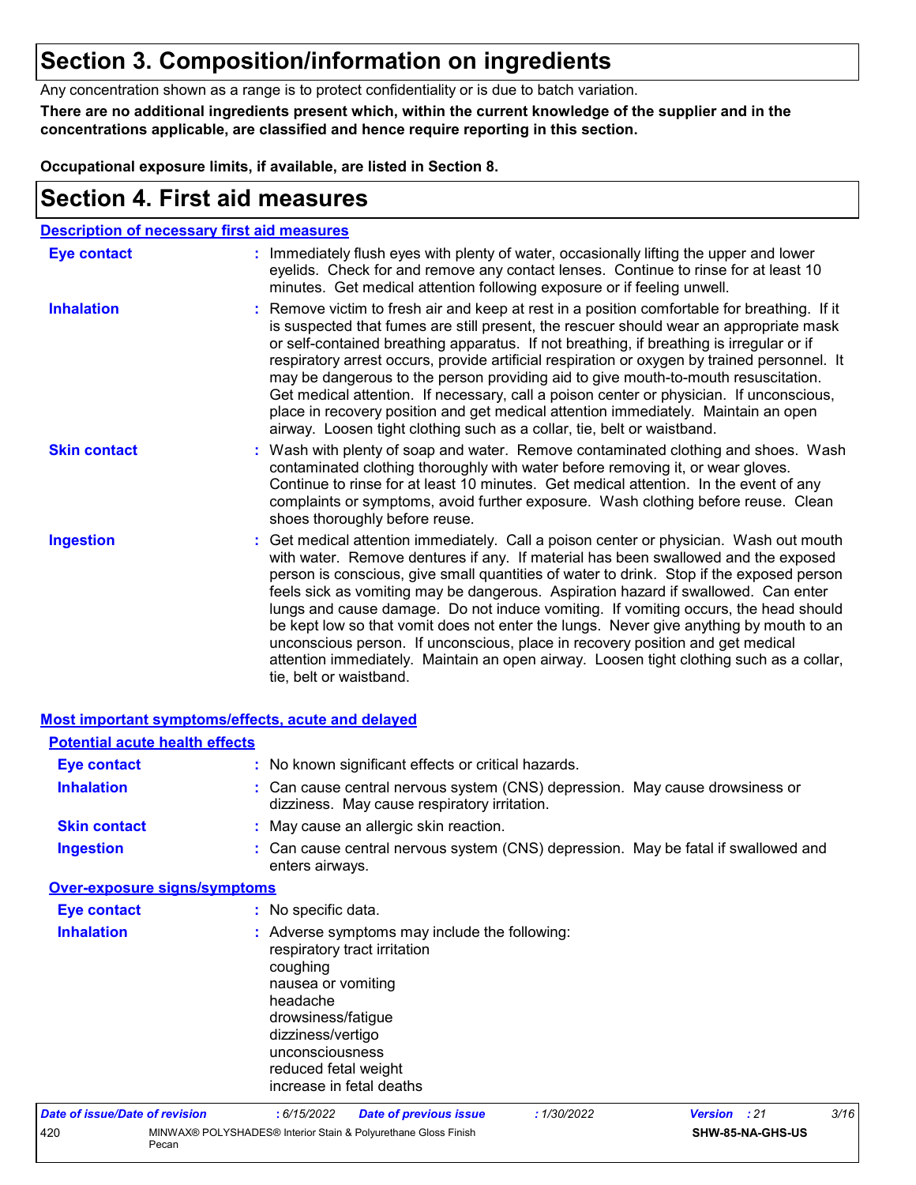# Section 3. Composition/information on ingredients

Any concentration shown as a range is to protect confidentiality or is due to batch variation.

**There are no additional ingredients present which, within the current knowledge of the supplier and in the concentrations applicable, are classified and hence require reporting in this section.**

**Occupational exposure limits, if available, are listed in Section 8.**

# Section 4. First aid measures

## Description of necessary first aid measures

**Eye contact** : Immediately flush eyes with plenty of water, occasionally lifting the upper and lower eyelids. Check for and remove any contact lenses. Continue to rinse for at least 10 minutes. Get medical attention following exposure or if feeling unwell.

**Inhalation** : Remove victim to fresh air and keep at rest in a position comfortable for breathing. If it is suspected that fumes are still present, the rescuer should wear an appropriate mask or self-contained breathing apparatus. If not breathing, if breathing is irregular or if respiratory arrest occurs, provide artificial respiration or oxygen by trained personnel. It may be dangerous to the person providing aid to give mouth-to-mouth resuscitation. Get medical attention. If necessary, call a poison center or physician. If unconscious, place in recovery position and get medical attention immediately. Maintain an open airway. Loosen tight clothing such as a collar, tie, belt or waistband.

**Skin contact** : Wash with plenty of soap and water. Remove contaminated clothing and shoes. Wash contaminated clothing thoroughly with water before removing it, or wear gloves. Continue to rinse for at least 10 minutes. Get medical attention. In the event of any complaints or symptoms, avoid further exposure. Wash clothing before reuse. Clean shoes thoroughly before reuse.

**Ingestion** : Get medical attention immediately. Call a poison center or physician. Wash out mouth with water. Remove dentures if any. If material has been swallowed and the exposed person is conscious, give small quantities of water to drink. Stop if the exposed person feels sick as vomiting may be dangerous. Aspiration hazard if swallowed. Can enter lungs and cause damage. Do not induce vomiting. If vomiting occurs, the head should be kept low so that vomit does not enter the lungs. Never give anything by mouth to an unconscious person. If unconscious, place in recovery position and get medical attention immediately. Maintain an open airway. Loosen tight clothing such as a collar, tie, belt or waistband.

## Most important symptoms/effects, acute and delayed

### Potential acute health effects

**Eye contact** : No known significant effects or critical hazards.

**Inhalation** : Can cause central nervous system (CNS) depression. May cause drowsiness or dizziness. May cause respiratory irritation.

**Skin contact** : May cause an allergic skin reaction.

**Ingestion** : Can cause central nervous system (CNS) depression. May be fatal if swallowed and enters airways.

### Over-exposure signs/symptoms

**Eye contact** : No specific data.

**Inhalation** : Adverse symptoms may include the following:
respiratory tract irritation
coughing
nausea or vomiting
headache
drowsiness/fatigue
dizziness/vertigo
unconsciousness
reduced fetal weight
increase in fetal deaths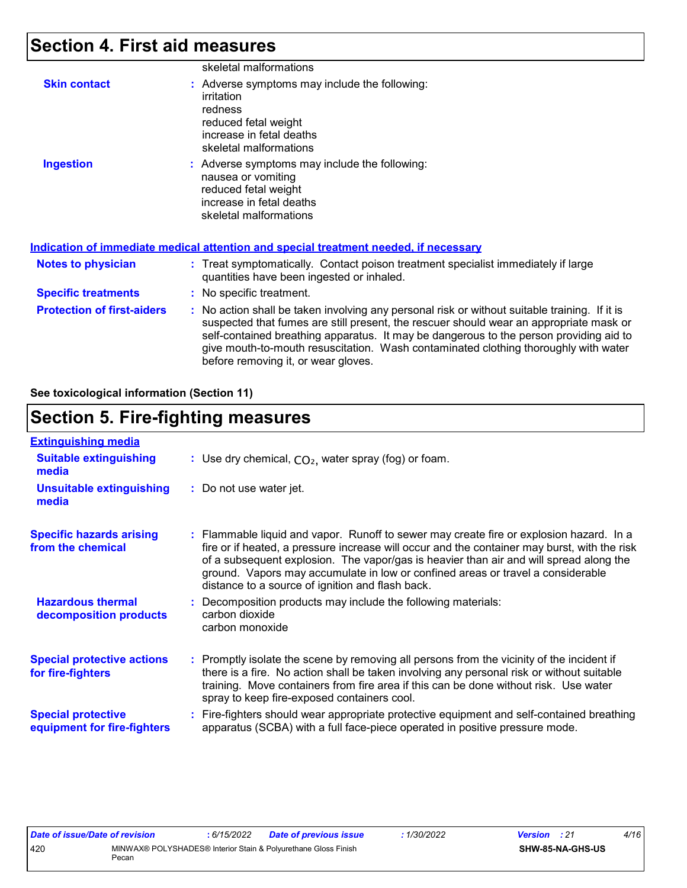# Section 4. First aid measures

skeletal malformations

**Skin contact** : Adverse symptoms may include the following:
irritation
redness
reduced fetal weight
increase in fetal deaths
skeletal malformations

**Ingestion** : Adverse symptoms may include the following:
nausea or vomiting
reduced fetal weight
increase in fetal deaths
skeletal malformations

**Indication of immediate medical attention and special treatment needed, if necessary**

**Notes to physician** : Treat symptomatically. Contact poison treatment specialist immediately if large quantities have been ingested or inhaled.

**Specific treatments** : No specific treatment.

**Protection of first-aiders** : No action shall be taken involving any personal risk or without suitable training. If it is suspected that fumes are still present, the rescuer should wear an appropriate mask or self-contained breathing apparatus. It may be dangerous to the person providing aid to give mouth-to-mouth resuscitation. Wash contaminated clothing thoroughly with water before removing it, or wear gloves.

**See toxicological information (Section 11)**

# Section 5. Fire-fighting measures

**Extinguishing media**

**Suitable extinguishing media** : Use dry chemical, $CO_2$, water spray (fog) or foam.

**Unsuitable extinguishing media** : Do not use water jet.

**Specific hazards arising from the chemical** : Flammable liquid and vapor. Runoff to sewer may create fire or explosion hazard. In a fire or if heated, a pressure increase will occur and the container may burst, with the risk of a subsequent explosion. The vapor/gas is heavier than air and will spread along the ground. Vapors may accumulate in low or confined areas or travel a considerable distance to a source of ignition and flash back.

**Hazardous thermal decomposition products** : Decomposition products may include the following materials:
carbon dioxide
carbon monoxide

**Special protective actions for fire-fighters** : Promptly isolate the scene by removing all persons from the vicinity of the incident if there is a fire. No action shall be taken involving any personal risk or without suitable training. Move containers from fire area if this can be done without risk. Use water spray to keep fire-exposed containers cool.

**Special protective equipment for fire-fighters** : Fire-fighters should wear appropriate protective equipment and self-contained breathing apparatus (SCBA) with a full face-piece operated in positive pressure mode.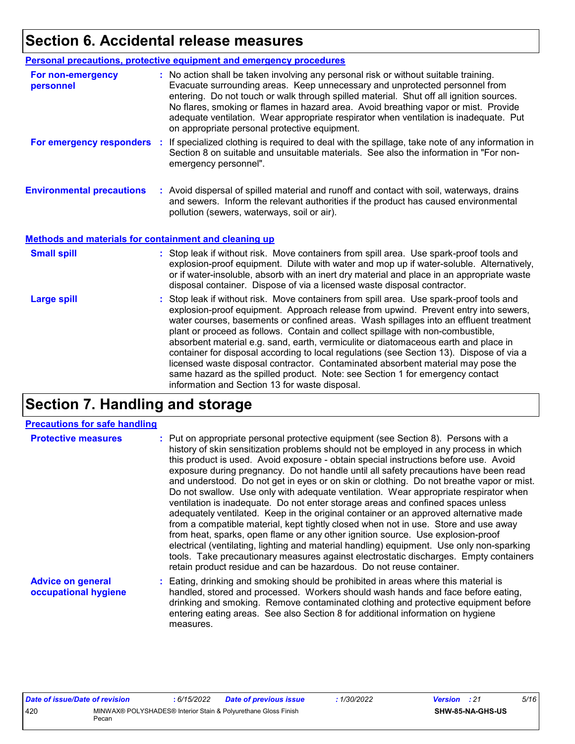# Section 6. Accidental release measures

## Personal precautions, protective equipment and emergency procedures

**For non-emergency personnel** : No action shall be taken involving any personal risk or without suitable training. Evacuate surrounding areas. Keep unnecessary and unprotected personnel from entering. Do not touch or walk through spilled material. Shut off all ignition sources. No flares, smoking or flames in hazard area. Avoid breathing vapor or mist. Provide adequate ventilation. Wear appropriate respirator when ventilation is inadequate. Put on appropriate personal protective equipment.

**For emergency responders** : If specialized clothing is required to deal with the spillage, take note of any information in Section 8 on suitable and unsuitable materials. See also the information in "For non-emergency personnel".

**Environmental precautions** : Avoid dispersal of spilled material and runoff and contact with soil, waterways, drains and sewers. Inform the relevant authorities if the product has caused environmental pollution (sewers, waterways, soil or air).

## Methods and materials for containment and cleaning up

**Small spill** : Stop leak if without risk. Move containers from spill area. Use spark-proof tools and explosion-proof equipment. Dilute with water and mop up if water-soluble. Alternatively, or if water-insoluble, absorb with an inert dry material and place in an appropriate waste disposal container. Dispose of via a licensed waste disposal contractor.

**Large spill** : Stop leak if without risk. Move containers from spill area. Use spark-proof tools and explosion-proof equipment. Approach release from upwind. Prevent entry into sewers, water courses, basements or confined areas. Wash spillages into an effluent treatment plant or proceed as follows. Contain and collect spillage with non-combustible, absorbent material e.g. sand, earth, vermiculite or diatomaceous earth and place in container for disposal according to local regulations (see Section 13). Dispose of via a licensed waste disposal contractor. Contaminated absorbent material may pose the same hazard as the spilled product. Note: see Section 1 for emergency contact information and Section 13 for waste disposal.

# Section 7. Handling and storage

## Precautions for safe handling

**Protective measures** : Put on appropriate personal protective equipment (see Section 8). Persons with a history of skin sensitization problems should not be employed in any process in which this product is used. Avoid exposure - obtain special instructions before use. Avoid exposure during pregnancy. Do not handle until all safety precautions have been read and understood. Do not get in eyes or on skin or clothing. Do not breathe vapor or mist. Do not swallow. Use only with adequate ventilation. Wear appropriate respirator when ventilation is inadequate. Do not enter storage areas and confined spaces unless adequately ventilated. Keep in the original container or an approved alternative made from a compatible material, kept tightly closed when not in use. Store and use away from heat, sparks, open flame or any other ignition source. Use explosion-proof electrical (ventilating, lighting and material handling) equipment. Use only non-sparking tools. Take precautionary measures against electrostatic discharges. Empty containers retain product residue and can be hazardous. Do not reuse container.

**Advice on general occupational hygiene** : Eating, drinking and smoking should be prohibited in areas where this material is handled, stored and processed. Workers should wash hands and face before eating, drinking and smoking. Remove contaminated clothing and protective equipment before entering eating areas. See also Section 8 for additional information on hygiene measures.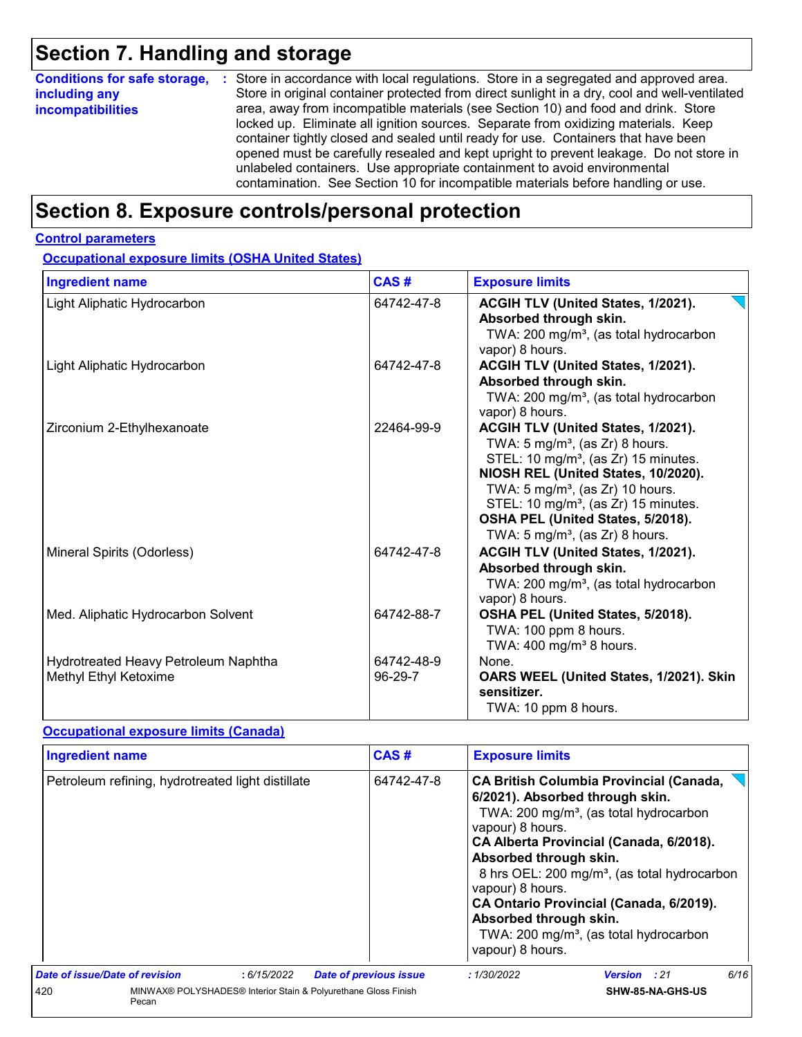# Section 7. Handling and storage

**Conditions for safe storage, including any incompatibilities** : Store in accordance with local regulations. Store in a segregated and approved area. Store in original container protected from direct sunlight in a dry, cool and well-ventilated area, away from incompatible materials (see Section 10) and food and drink. Store locked up. Eliminate all ignition sources. Separate from oxidizing materials. Keep container tightly closed and sealed until ready for use. Containers that have been opened must be carefully resealed and kept upright to prevent leakage. Do not store in unlabeled containers. Use appropriate containment to avoid environmental contamination. See Section 10 for incompatible materials before handling or use.

# Section 8. Exposure controls/personal protection

## Control parameters

### Occupational exposure limits (OSHA United States)

| Ingredient name | CAS # | Exposure limits |
|---|---|---|
| Light Aliphatic Hydrocarbon | 64742-47-8 | **ACGIH TLV (United States, 1/2021). Absorbed through skin.**<br>TWA: 200 mg/m³, (as total hydrocarbon vapor) 8 hours. |
| Light Aliphatic Hydrocarbon | 64742-47-8 | **ACGIH TLV (United States, 1/2021). Absorbed through skin.**<br>TWA: 200 mg/m³, (as total hydrocarbon vapor) 8 hours. |
| Zirconium 2-Ethylhexanoate | 22464-99-9 | **ACGIH TLV (United States, 1/2021).**<br>TWA: 5 mg/m³, (as Zr) 8 hours.<br>STEL: 10 mg/m³, (as Zr) 15 minutes.<br>**NIOSH REL (United States, 10/2020).**<br>TWA: 5 mg/m³, (as Zr) 10 hours.<br>STEL: 10 mg/m³, (as Zr) 15 minutes.<br>**OSHA PEL (United States, 5/2018).**<br>TWA: 5 mg/m³, (as Zr) 8 hours. |
| Mineral Spirits (Odorless) | 64742-47-8 | **ACGIH TLV (United States, 1/2021). Absorbed through skin.**<br>TWA: 200 mg/m³, (as total hydrocarbon vapor) 8 hours. |
| Med. Aliphatic Hydrocarbon Solvent | 64742-88-7 | **OSHA PEL (United States, 5/2018).**<br>TWA: 100 ppm 8 hours.<br>TWA: 400 mg/m³ 8 hours. |
| Hydrotreated Heavy Petroleum Naphtha | 64742-48-9 | None. |
| Methyl Ethyl Ketoxime | 96-29-7 | **OARS WEEL (United States, 1/2021). Skin sensitizer.**<br>TWA: 10 ppm 8 hours. |

### Occupational exposure limits (Canada)

| Ingredient name | CAS # | Exposure limits |
|---|---|---|
| Petroleum refining, hydrotreated light distillate | 64742-47-8 | **CA British Columbia Provincial (Canada, 6/2021). Absorbed through skin.**<br>TWA: 200 mg/m³, (as total hydrocarbon vapour) 8 hours.<br>**CA Alberta Provincial (Canada, 6/2018). Absorbed through skin.**<br>8 hrs OEL: 200 mg/m³, (as total hydrocarbon vapour) 8 hours.<br>**CA Ontario Provincial (Canada, 6/2019). Absorbed through skin.**<br>TWA: 200 mg/m³, (as total hydrocarbon vapour) 8 hours. |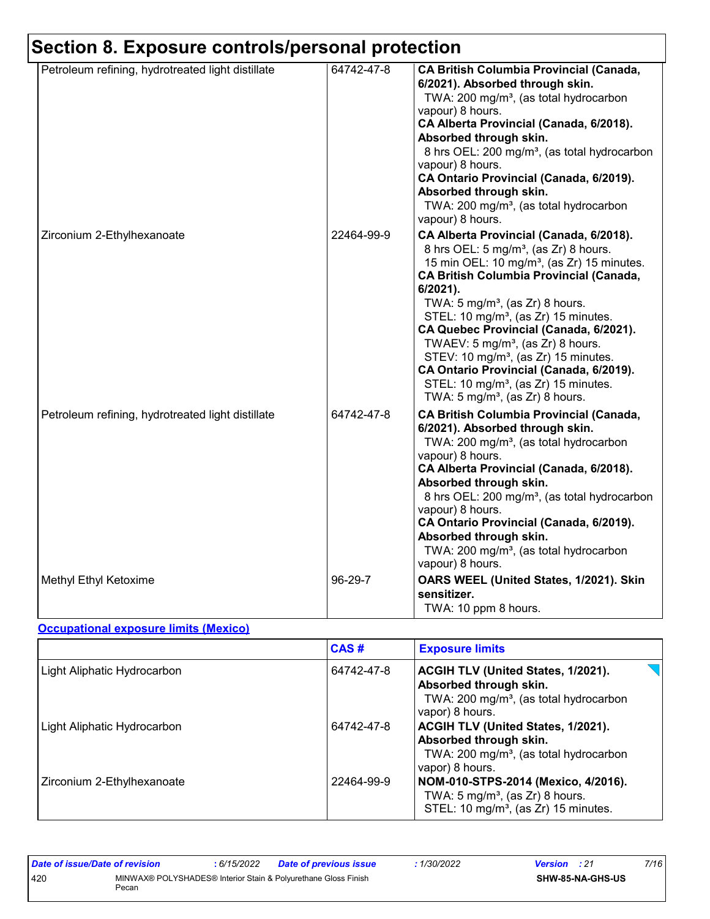# Section 8. Exposure controls/personal protection

| | | |
|---|---|---|
| Petroleum refining, hydrotreated light distillate | 64742-47-8 | **CA British Columbia Provincial (Canada, 6/2021). Absorbed through skin.**<br>TWA: 200 mg/m³, (as total hydrocarbon vapour) 8 hours.<br>**CA Alberta Provincial (Canada, 6/2018). Absorbed through skin.**<br>8 hrs OEL: 200 mg/m³, (as total hydrocarbon vapour) 8 hours.<br>**CA Ontario Provincial (Canada, 6/2019). Absorbed through skin.**<br>TWA: 200 mg/m³, (as total hydrocarbon vapour) 8 hours. |
| Zirconium 2-Ethylhexanoate | 22464-99-9 | **CA Alberta Provincial (Canada, 6/2018).**<br>8 hrs OEL: 5 mg/m³, (as Zr) 8 hours.<br>15 min OEL: 10 mg/m³, (as Zr) 15 minutes.<br>**CA British Columbia Provincial (Canada, 6/2021).**<br>TWA: 5 mg/m³, (as Zr) 8 hours.<br>STEL: 10 mg/m³, (as Zr) 15 minutes.<br>**CA Quebec Provincial (Canada, 6/2021).**<br>TWAEV: 5 mg/m³, (as Zr) 8 hours.<br>STEV: 10 mg/m³, (as Zr) 15 minutes.<br>**CA Ontario Provincial (Canada, 6/2019).**<br>STEL: 10 mg/m³, (as Zr) 15 minutes.<br>TWA: 5 mg/m³, (as Zr) 8 hours. |
| Petroleum refining, hydrotreated light distillate | 64742-47-8 | **CA British Columbia Provincial (Canada, 6/2021). Absorbed through skin.**<br>TWA: 200 mg/m³, (as total hydrocarbon vapour) 8 hours.<br>**CA Alberta Provincial (Canada, 6/2018). Absorbed through skin.**<br>8 hrs OEL: 200 mg/m³, (as total hydrocarbon vapour) 8 hours.<br>**CA Ontario Provincial (Canada, 6/2019). Absorbed through skin.**<br>TWA: 200 mg/m³, (as total hydrocarbon vapour) 8 hours. |
| Methyl Ethyl Ketoxime | 96-29-7 | **OARS WEEL (United States, 1/2021). Skin sensitizer.**<br>TWA: 10 ppm 8 hours. |

**Occupational exposure limits (Mexico)**

| | CAS # | Exposure limits |
|---|---|---|
| Light Aliphatic Hydrocarbon | 64742-47-8 | **ACGIH TLV (United States, 1/2021). Absorbed through skin.**<br>TWA: 200 mg/m³, (as total hydrocarbon vapor) 8 hours. |
| Light Aliphatic Hydrocarbon | 64742-47-8 | **ACGIH TLV (United States, 1/2021). Absorbed through skin.**<br>TWA: 200 mg/m³, (as total hydrocarbon vapor) 8 hours. |
| Zirconium 2-Ethylhexanoate | 22464-99-9 | **NOM-010-STPS-2014 (Mexico, 4/2016).**<br>TWA: 5 mg/m³, (as Zr) 8 hours.<br>STEL: 10 mg/m³, (as Zr) 15 minutes. |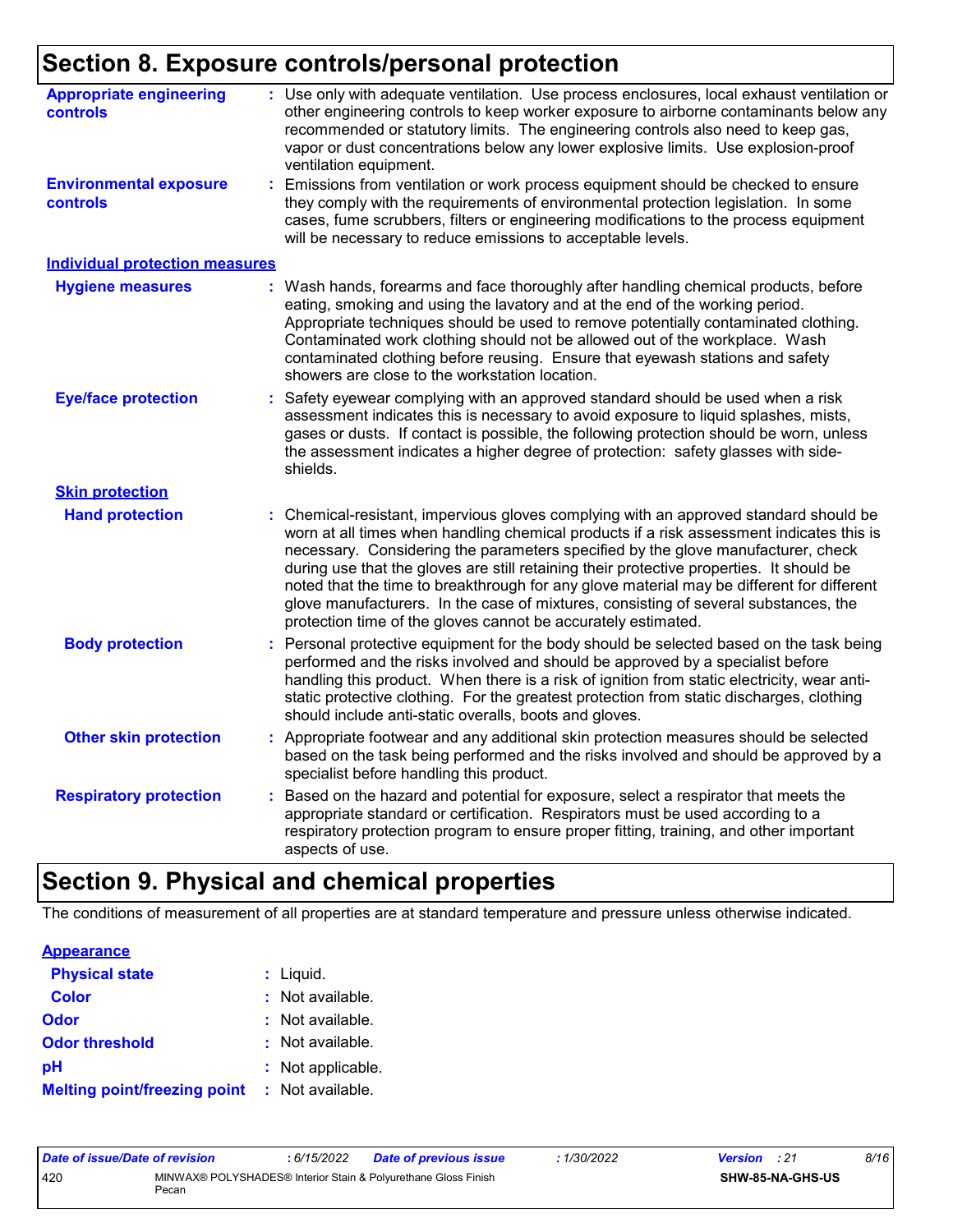# Section 8. Exposure controls/personal protection

**Appropriate engineering controls** : Use only with adequate ventilation. Use process enclosures, local exhaust ventilation or other engineering controls to keep worker exposure to airborne contaminants below any recommended or statutory limits. The engineering controls also need to keep gas, vapor or dust concentrations below any lower explosive limits. Use explosion-proof ventilation equipment.

**Environmental exposure controls** : Emissions from ventilation or work process equipment should be checked to ensure they comply with the requirements of environmental protection legislation. In some cases, fume scrubbers, filters or engineering modifications to the process equipment will be necessary to reduce emissions to acceptable levels.

## Individual protection measures

**Hygiene measures** : Wash hands, forearms and face thoroughly after handling chemical products, before eating, smoking and using the lavatory and at the end of the working period. Appropriate techniques should be used to remove potentially contaminated clothing. Contaminated work clothing should not be allowed out of the workplace. Wash contaminated clothing before reusing. Ensure that eyewash stations and safety showers are close to the workstation location.

**Eye/face protection** : Safety eyewear complying with an approved standard should be used when a risk assessment indicates this is necessary to avoid exposure to liquid splashes, mists, gases or dusts. If contact is possible, the following protection should be worn, unless the assessment indicates a higher degree of protection: safety glasses with side-shields.

### Skin protection

**Hand protection** : Chemical-resistant, impervious gloves complying with an approved standard should be worn at all times when handling chemical products if a risk assessment indicates this is necessary. Considering the parameters specified by the glove manufacturer, check during use that the gloves are still retaining their protective properties. It should be noted that the time to breakthrough for any glove material may be different for different glove manufacturers. In the case of mixtures, consisting of several substances, the protection time of the gloves cannot be accurately estimated.

**Body protection** : Personal protective equipment for the body should be selected based on the task being performed and the risks involved and should be approved by a specialist before handling this product. When there is a risk of ignition from static electricity, wear anti-static protective clothing. For the greatest protection from static discharges, clothing should include anti-static overalls, boots and gloves.

**Other skin protection** : Appropriate footwear and any additional skin protection measures should be selected based on the task being performed and the risks involved and should be approved by a specialist before handling this product.

**Respiratory protection** : Based on the hazard and potential for exposure, select a respirator that meets the appropriate standard or certification. Respirators must be used according to a respiratory protection program to ensure proper fitting, training, and other important aspects of use.

# Section 9. Physical and chemical properties

The conditions of measurement of all properties are at standard temperature and pressure unless otherwise indicated.

## Appearance

**Physical state** : Liquid.

**Color** : Not available.

**Odor** : Not available.

**Odor threshold** : Not available.

**pH** : Not applicable.

**Melting point/freezing point** : Not available.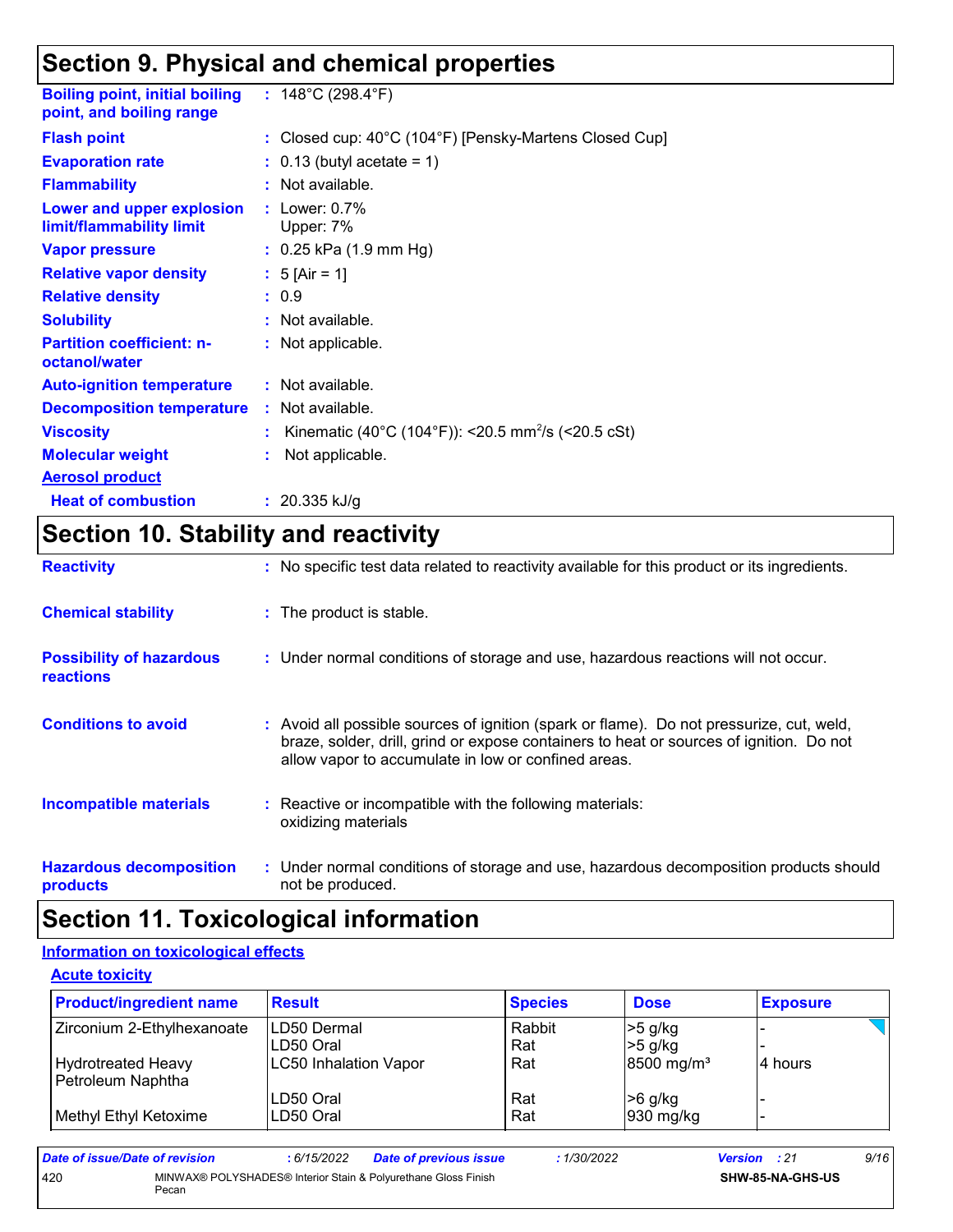## Section 9. Physical and chemical properties

| | |
|---|---|
| **Boiling point, initial boiling point, and boiling range** | : 148°C (298.4°F) |
| **Flash point** | : Closed cup: 40°C (104°F) [Pensky-Martens Closed Cup] |
| **Evaporation rate** | : 0.13 (butyl acetate = 1) |
| **Flammability** | : Not available. |
| **Lower and upper explosion limit/flammability limit** | : Lower: 0.7%<br>Upper: 7% |
| **Vapor pressure** | : 0.25 kPa (1.9 mm Hg) |
| **Relative vapor density** | : 5 [Air = 1] |
| **Relative density** | : 0.9 |
| **Solubility** | : Not available. |
| **Partition coefficient: n-octanol/water** | : Not applicable. |
| **Auto-ignition temperature** | : Not available. |
| **Decomposition temperature** | : Not available. |
| **Viscosity** | : Kinematic (40°C (104°F)): <20.5 $mm^2/s$ (<20.5 cSt) |
| **Molecular weight** | : Not applicable. |
| **Aerosol product** | |
| **Heat of combustion** | : 20.335 kJ/g |

## Section 10. Stability and reactivity

| | |
|---|---|
| **Reactivity** | : No specific test data related to reactivity available for this product or its ingredients. |
| **Chemical stability** | : The product is stable. |
| **Possibility of hazardous reactions** | : Under normal conditions of storage and use, hazardous reactions will not occur. |
| **Conditions to avoid** | : Avoid all possible sources of ignition (spark or flame). Do not pressurize, cut, weld, braze, solder, drill, grind or expose containers to heat or sources of ignition. Do not allow vapor to accumulate in low or confined areas. |
| **Incompatible materials** | : Reactive or incompatible with the following materials:<br>oxidizing materials |
| **Hazardous decomposition products** | : Under normal conditions of storage and use, hazardous decomposition products should not be produced. |

## Section 11. Toxicological information

### Information on toxicological effects

#### Acute toxicity

| Product/ingredient name | Result | Species | Dose | Exposure |
|---|---|---|---|---|
| Zirconium 2-Ethylhexanoate | LD50 Dermal | Rabbit | >5 g/kg | - |
| | LD50 Oral | Rat | >5 g/kg | - |
| Hydrotreated Heavy Petroleum Naphtha | LC50 Inhalation Vapor | Rat | 8500 mg/m³ | 4 hours |
| | LD50 Oral | Rat | >6 g/kg | - |
| Methyl Ethyl Ketoxime | LD50 Oral | Rat | 930 mg/kg | - |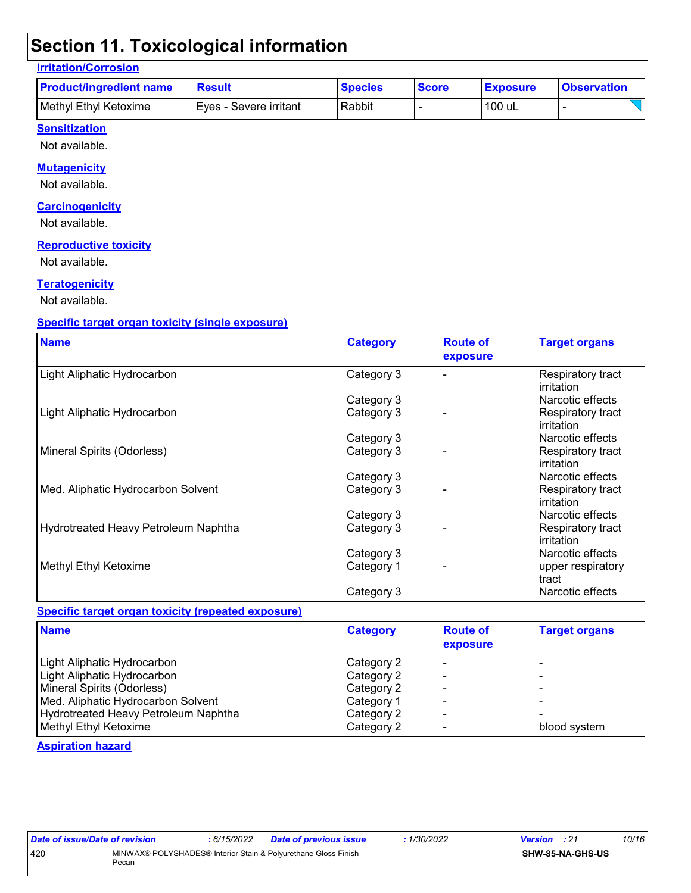# Section 11. Toxicological information

**Irritation/Corrosion**

| Product/ingredient name | Result | Species | Score | Exposure | Observation |
|---|---|---|---|---|---|
| Methyl Ethyl Ketoxime | Eyes - Severe irritant | Rabbit | - | 100 uL | - |

**Sensitization**

Not available.

**Mutagenicity**

Not available.

**Carcinogenicity**

Not available.

**Reproductive toxicity**

Not available.

**Teratogenicity**

Not available.

**Specific target organ toxicity (single exposure)**

| Name | Category | Route of exposure | Target organs |
|---|---|---|---|
| Light Aliphatic Hydrocarbon | Category 3 | - | Respiratory tract irritation |
| | Category 3 | | Narcotic effects |
| Light Aliphatic Hydrocarbon | Category 3 | - | Respiratory tract irritation |
| | Category 3 | | Narcotic effects |
| Mineral Spirits (Odorless) | Category 3 | - | Respiratory tract irritation |
| | Category 3 | | Narcotic effects |
| Med. Aliphatic Hydrocarbon Solvent | Category 3 | - | Respiratory tract irritation |
| | Category 3 | | Narcotic effects |
| Hydrotreated Heavy Petroleum Naphtha | Category 3 | - | Respiratory tract irritation |
| | Category 3 | | Narcotic effects |
| Methyl Ethyl Ketoxime | Category 1 | - | upper respiratory tract |
| | Category 3 | | Narcotic effects |

**Specific target organ toxicity (repeated exposure)**

| Name | Category | Route of exposure | Target organs |
|---|---|---|---|
| Light Aliphatic Hydrocarbon | Category 2 | - | - |
| Light Aliphatic Hydrocarbon | Category 2 | - | - |
| Mineral Spirits (Odorless) | Category 2 | - | - |
| Med. Aliphatic Hydrocarbon Solvent | Category 1 | - | - |
| Hydrotreated Heavy Petroleum Naphtha | Category 2 | - | - |
| Methyl Ethyl Ketoxime | Category 2 | - | blood system |

**Aspiration hazard**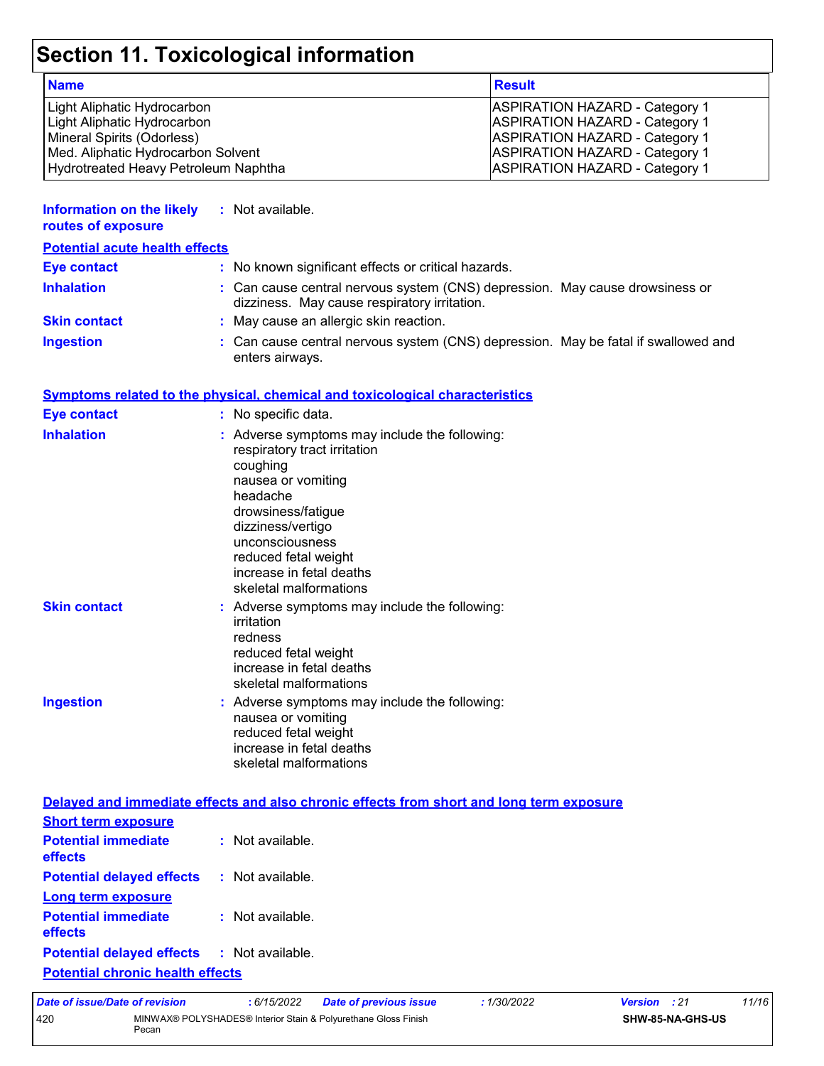# Section 11. Toxicological information

| Name | Result |
| --- | --- |
| Light Aliphatic Hydrocarbon | ASPIRATION HAZARD - Category 1 |
| Light Aliphatic Hydrocarbon | ASPIRATION HAZARD - Category 1 |
| Mineral Spirits (Odorless) | ASPIRATION HAZARD - Category 1 |
| Med. Aliphatic Hydrocarbon Solvent | ASPIRATION HAZARD - Category 1 |
| Hydrotreated Heavy Petroleum Naphtha | ASPIRATION HAZARD - Category 1 |

**Information on the likely routes of exposure** : Not available.

**Potential acute health effects**

**Eye contact** : No known significant effects or critical hazards.

**Inhalation** : Can cause central nervous system (CNS) depression. May cause drowsiness or dizziness. May cause respiratory irritation.

**Skin contact** : May cause an allergic skin reaction.

**Ingestion** : Can cause central nervous system (CNS) depression. May be fatal if swallowed and enters airways.

**Symptoms related to the physical, chemical and toxicological characteristics**

**Eye contact** : No specific data.

**Inhalation** : Adverse symptoms may include the following:
respiratory tract irritation
coughing
nausea or vomiting
headache
drowsiness/fatigue
dizziness/vertigo
unconsciousness
reduced fetal weight
increase in fetal deaths
skeletal malformations

**Skin contact** : Adverse symptoms may include the following:
irritation
redness
reduced fetal weight
increase in fetal deaths
skeletal malformations

**Ingestion** : Adverse symptoms may include the following:
nausea or vomiting
reduced fetal weight
increase in fetal deaths
skeletal malformations

**Delayed and immediate effects and also chronic effects from short and long term exposure**

**Short term exposure**

**Potential immediate effects** : Not available.

**Potential delayed effects** : Not available.

**Long term exposure**

**Potential immediate effects** : Not available.

**Potential delayed effects** : Not available.

**Potential chronic health effects**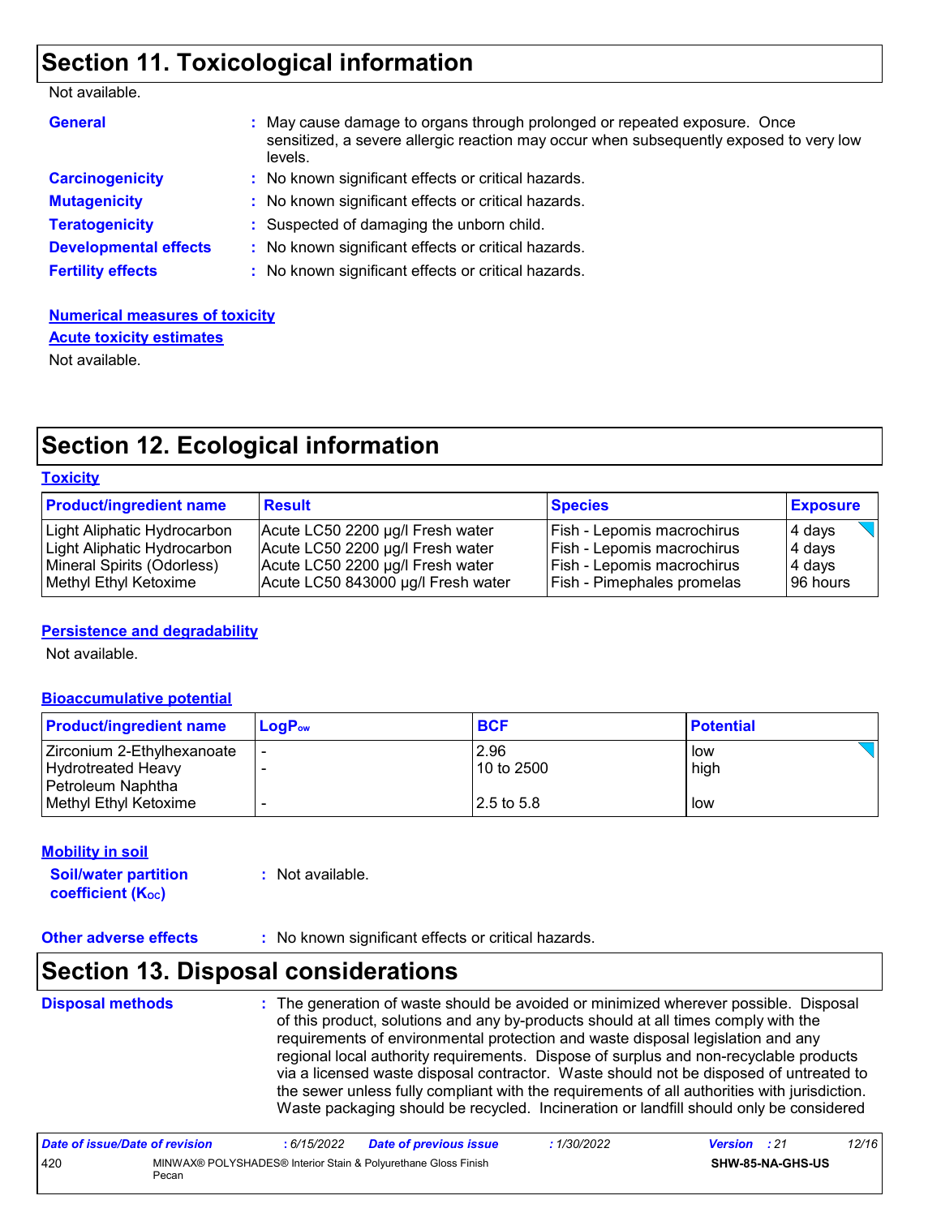## Section 11. Toxicological information

Not available.

**General** : May cause damage to organs through prolonged or repeated exposure. Once sensitized, a severe allergic reaction may occur when subsequently exposed to very low levels.

**Carcinogenicity** : No known significant effects or critical hazards.

**Mutagenicity** : No known significant effects or critical hazards.

**Teratogenicity** : Suspected of damaging the unborn child.

**Developmental effects** : No known significant effects or critical hazards.

**Fertility effects** : No known significant effects or critical hazards.

**Numerical measures of toxicity**

**Acute toxicity estimates**

Not available.

## Section 12. Ecological information

**Toxicity**

| Product/ingredient name | Result | Species | Exposure |
|---|---|---|---|
| Light Aliphatic Hydrocarbon | Acute LC50 2200 µg/l Fresh water | Fish - Lepomis macrochirus | 4 days |
| Light Aliphatic Hydrocarbon | Acute LC50 2200 µg/l Fresh water | Fish - Lepomis macrochirus | 4 days |
| Mineral Spirits (Odorless) | Acute LC50 2200 µg/l Fresh water | Fish - Lepomis macrochirus | 4 days |
| Methyl Ethyl Ketoxime | Acute LC50 843000 µg/l Fresh water | Fish - Pimephales promelas | 96 hours |

**Persistence and degradability**

Not available.

**Bioaccumulative potential**

| Product/ingredient name | $LogP_{ow}$ | BCF | Potential |
|---|---|---|---|
| Zirconium 2-Ethylhexanoate | - | 2.96 | low |
| Hydrotreated Heavy Petroleum Naphtha | - | 10 to 2500 | high |
| Methyl Ethyl Ketoxime | - | 2.5 to 5.8 | low |

**Mobility in soil**

**Soil/water partition coefficient ($K_{OC}$)** : Not available.

**Other adverse effects** : No known significant effects or critical hazards.

## Section 13. Disposal considerations

**Disposal methods** : The generation of waste should be avoided or minimized wherever possible. Disposal of this product, solutions and any by-products should at all times comply with the requirements of environmental protection and waste disposal legislation and any regional local authority requirements. Dispose of surplus and non-recyclable products via a licensed waste disposal contractor. Waste should not be disposed of untreated to the sewer unless fully compliant with the requirements of all authorities with jurisdiction. Waste packaging should be recycled. Incineration or landfill should only be considered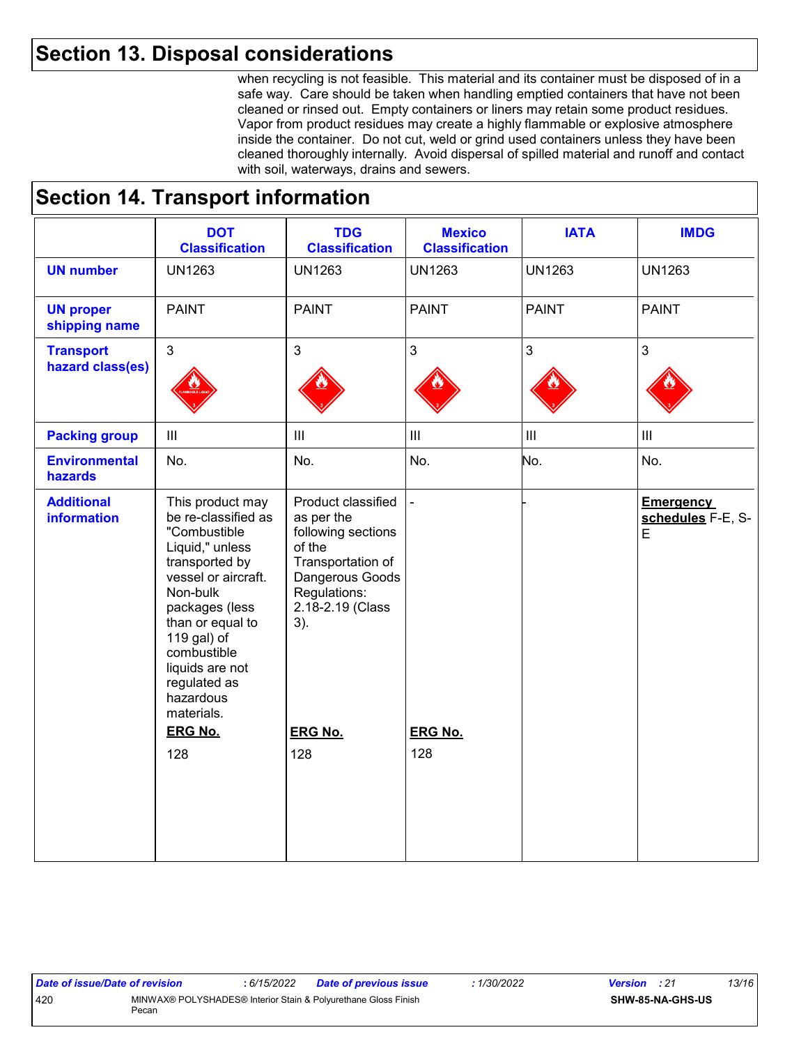## Section 13. Disposal considerations

when recycling is not feasible. This material and its container must be disposed of in a safe way. Care should be taken when handling emptied containers that have not been cleaned or rinsed out. Empty containers or liners may retain some product residues. Vapor from product residues may create a highly flammable or explosive atmosphere inside the container. Do not cut, weld or grind used containers unless they have been cleaned thoroughly internally. Avoid dispersal of spilled material and runoff and contact with soil, waterways, drains and sewers.

## Section 14. Transport information

| | DOT Classification | TDG Classification | Mexico Classification | IATA | IMDG |
|---|---|---|---|---|---|
| **UN number** | UN1263 | UN1263 | UN1263 | UN1263 | UN1263 |
| **UN proper shipping name** | PAINT | PAINT | PAINT | PAINT | PAINT |
| **Transport hazard class(es)** | 3 | 3 | 3 | 3 | 3 |
| **Packing group** | III | III | III | III | III |
| **Environmental hazards** | No. | No. | No. | No. | No. |
| **Additional information** | This product may be re-classified as "Combustible Liquid," unless transported by vessel or aircraft. Non-bulk packages (less than or equal to 119 gal) of combustible liquids are not regulated as hazardous materials. **ERG No.** 128 | Product classified as per the following sections of the Transportation of Dangerous Goods Regulations: 2.18-2.19 (Class 3). **ERG No.** 128 | - **ERG No.** 128 | - | **Emergency schedules** F-E, S-E |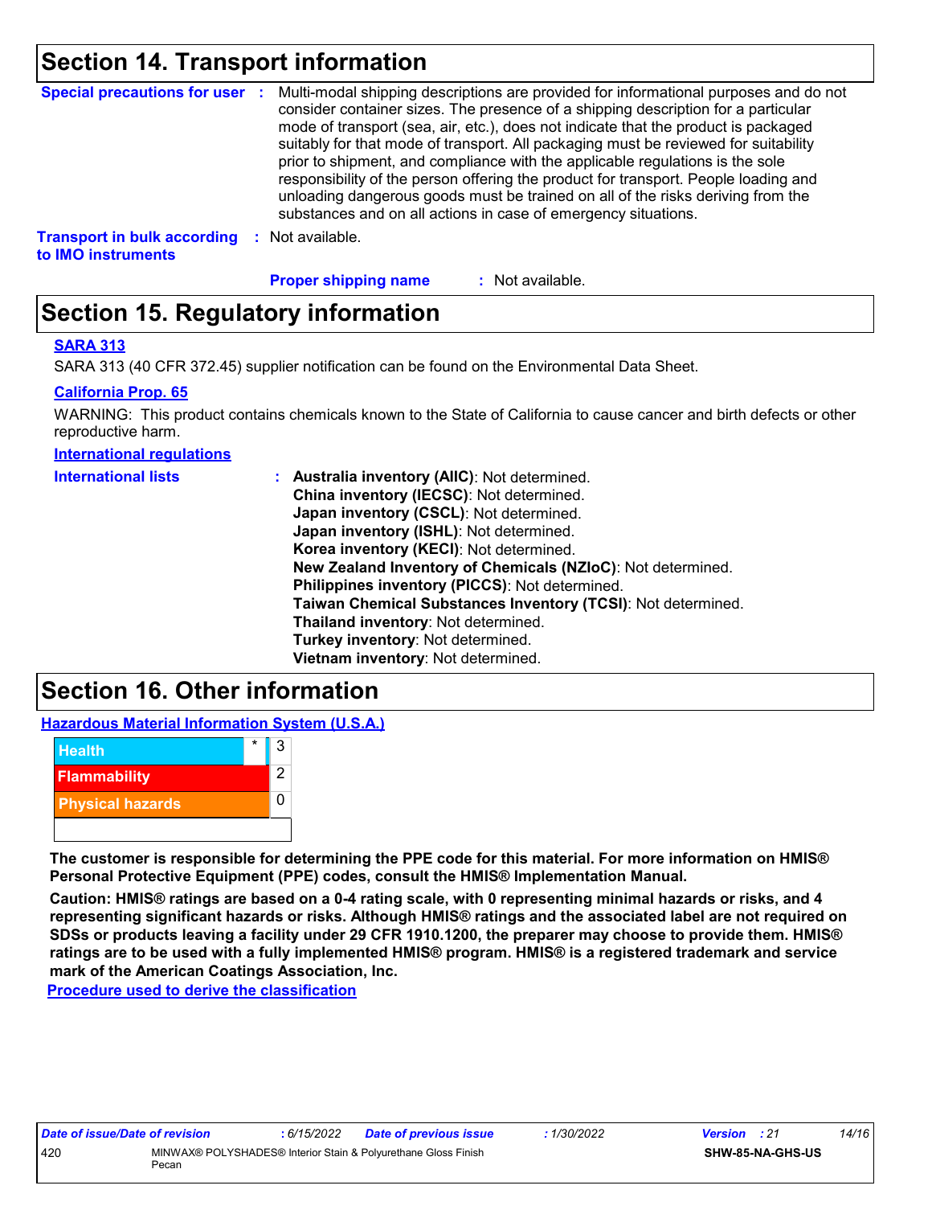## Section 14. Transport information

**Special precautions for user** : Multi-modal shipping descriptions are provided for informational purposes and do not consider container sizes. The presence of a shipping description for a particular mode of transport (sea, air, etc.), does not indicate that the product is packaged suitably for that mode of transport. All packaging must be reviewed for suitability prior to shipment, and compliance with the applicable regulations is the sole responsibility of the person offering the product for transport. People loading and unloading dangerous goods must be trained on all of the risks deriving from the substances and on all actions in case of emergency situations.

**Transport in bulk according to IMO instruments** : Not available.

**Proper shipping name** : Not available.

## Section 15. Regulatory information

**SARA 313**

SARA 313 (40 CFR 372.45) supplier notification can be found on the Environmental Data Sheet.

**California Prop. 65**

WARNING: This product contains chemicals known to the State of California to cause cancer and birth defects or other reproductive harm.

**International regulations**

**International lists** :
- **Australia inventory (AIIC)**: Not determined.
- **China inventory (IECSC)**: Not determined.
- **Japan inventory (CSCL)**: Not determined.
- **Japan inventory (ISHL)**: Not determined.
- **Korea inventory (KECI)**: Not determined.
- **New Zealand Inventory of Chemicals (NZIoC)**: Not determined.
- **Philippines inventory (PICCS)**: Not determined.
- **Taiwan Chemical Substances Inventory (TCSI)**: Not determined.
- **Thailand inventory**: Not determined.
- **Turkey inventory**: Not determined.
- **Vietnam inventory**: Not determined.

## Section 16. Other information

**Hazardous Material Information System (U.S.A.)**

| Hazard | | Rating |
|---|---|---|
| Health | * | 3 |
| Flammability | | 2 |
| Physical hazards | | 0 |

**The customer is responsible for determining the PPE code for this material. For more information on HMIS® Personal Protective Equipment (PPE) codes, consult the HMIS® Implementation Manual.**

**Caution: HMIS® ratings are based on a 0-4 rating scale, with 0 representing minimal hazards or risks, and 4 representing significant hazards or risks. Although HMIS® ratings and the associated label are not required on SDSs or products leaving a facility under 29 CFR 1910.1200, the preparer may choose to provide them. HMIS® ratings are to be used with a fully implemented HMIS® program. HMIS® is a registered trademark and service mark of the American Coatings Association, Inc.**

**Procedure used to derive the classification**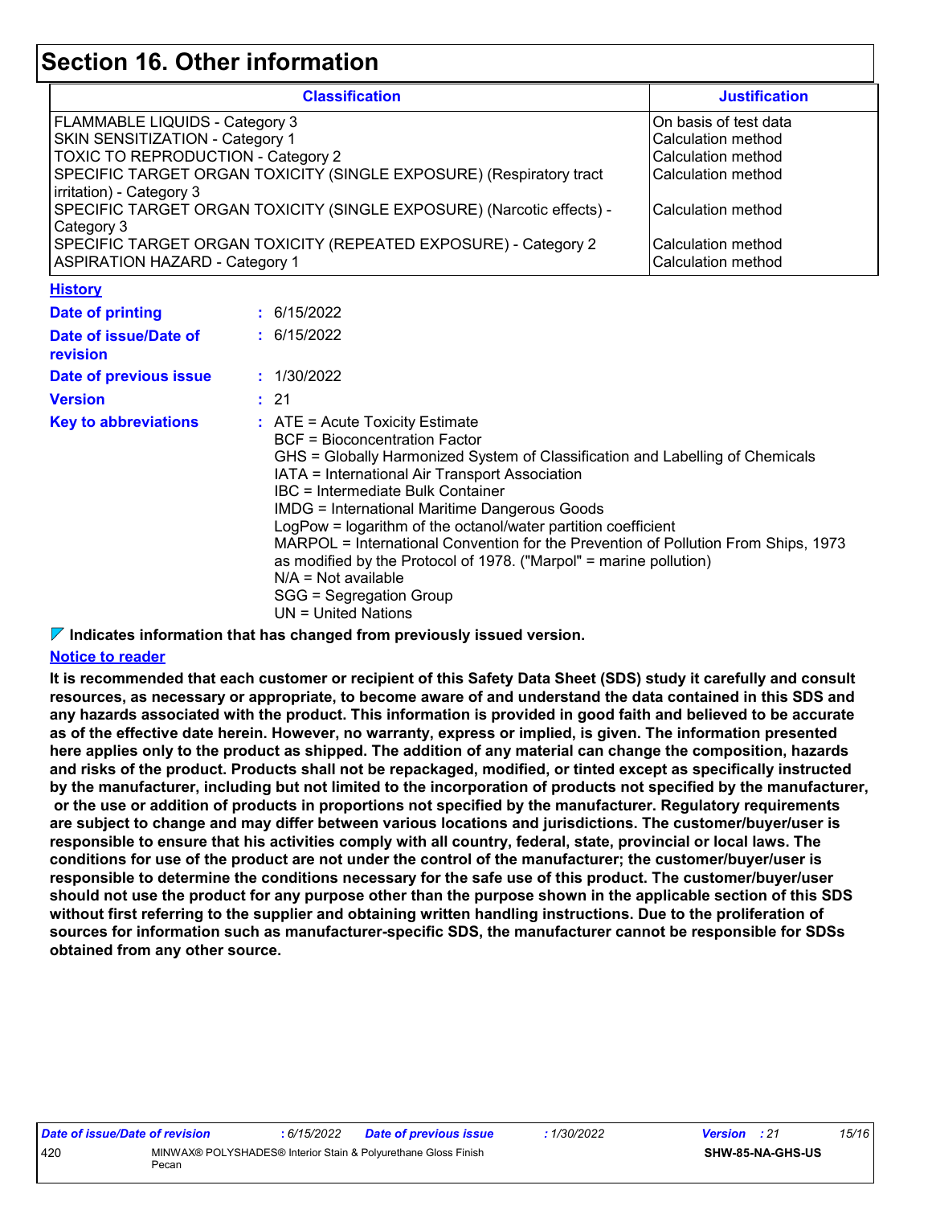# Section 16. Other information

| Classification | Justification |
|---|---|
| FLAMMABLE LIQUIDS - Category 3 | On basis of test data |
| SKIN SENSITIZATION - Category 1 | Calculation method |
| TOXIC TO REPRODUCTION - Category 2 | Calculation method |
| SPECIFIC TARGET ORGAN TOXICITY (SINGLE EXPOSURE) (Respiratory tract irritation) - Category 3 | Calculation method |
| SPECIFIC TARGET ORGAN TOXICITY (SINGLE EXPOSURE) (Narcotic effects) - Category 3 | Calculation method |
| SPECIFIC TARGET ORGAN TOXICITY (REPEATED EXPOSURE) - Category 2 | Calculation method |
| ASPIRATION HAZARD - Category 1 | Calculation method |

**History**

**Date of printing** : 6/15/2022

**Date of issue/Date of revision** : 6/15/2022

**Date of previous issue** : 1/30/2022

**Version** : 21

**Key to abbreviations** :
ATE = Acute Toxicity Estimate
BCF = Bioconcentration Factor
GHS = Globally Harmonized System of Classification and Labelling of Chemicals
IATA = International Air Transport Association
IBC = Intermediate Bulk Container
IMDG = International Maritime Dangerous Goods
LogPow = logarithm of the octanol/water partition coefficient
MARPOL = International Convention for the Prevention of Pollution From Ships, 1973 as modified by the Protocol of 1978. ("Marpol" = marine pollution)
N/A = Not available
SGG = Segregation Group
UN = United Nations

**Indicates information that has changed from previously issued version.**

**Notice to reader**

**It is recommended that each customer or recipient of this Safety Data Sheet (SDS) study it carefully and consult resources, as necessary or appropriate, to become aware of and understand the data contained in this SDS and any hazards associated with the product. This information is provided in good faith and believed to be accurate as of the effective date herein. However, no warranty, express or implied, is given. The information presented here applies only to the product as shipped. The addition of any material can change the composition, hazards and risks of the product. Products shall not be repackaged, modified, or tinted except as specifically instructed by the manufacturer, including but not limited to the incorporation of products not specified by the manufacturer, or the use or addition of products in proportions not specified by the manufacturer. Regulatory requirements are subject to change and may differ between various locations and jurisdictions. The customer/buyer/user is responsible to ensure that his activities comply with all country, federal, state, provincial or local laws. The conditions for use of the product are not under the control of the manufacturer; the customer/buyer/user is responsible to determine the conditions necessary for the safe use of this product. The customer/buyer/user should not use the product for any purpose other than the purpose shown in the applicable section of this SDS without first referring to the supplier and obtaining written handling instructions. Due to the proliferation of sources for information such as manufacturer-specific SDS, the manufacturer cannot be responsible for SDSs obtained from any other source.**